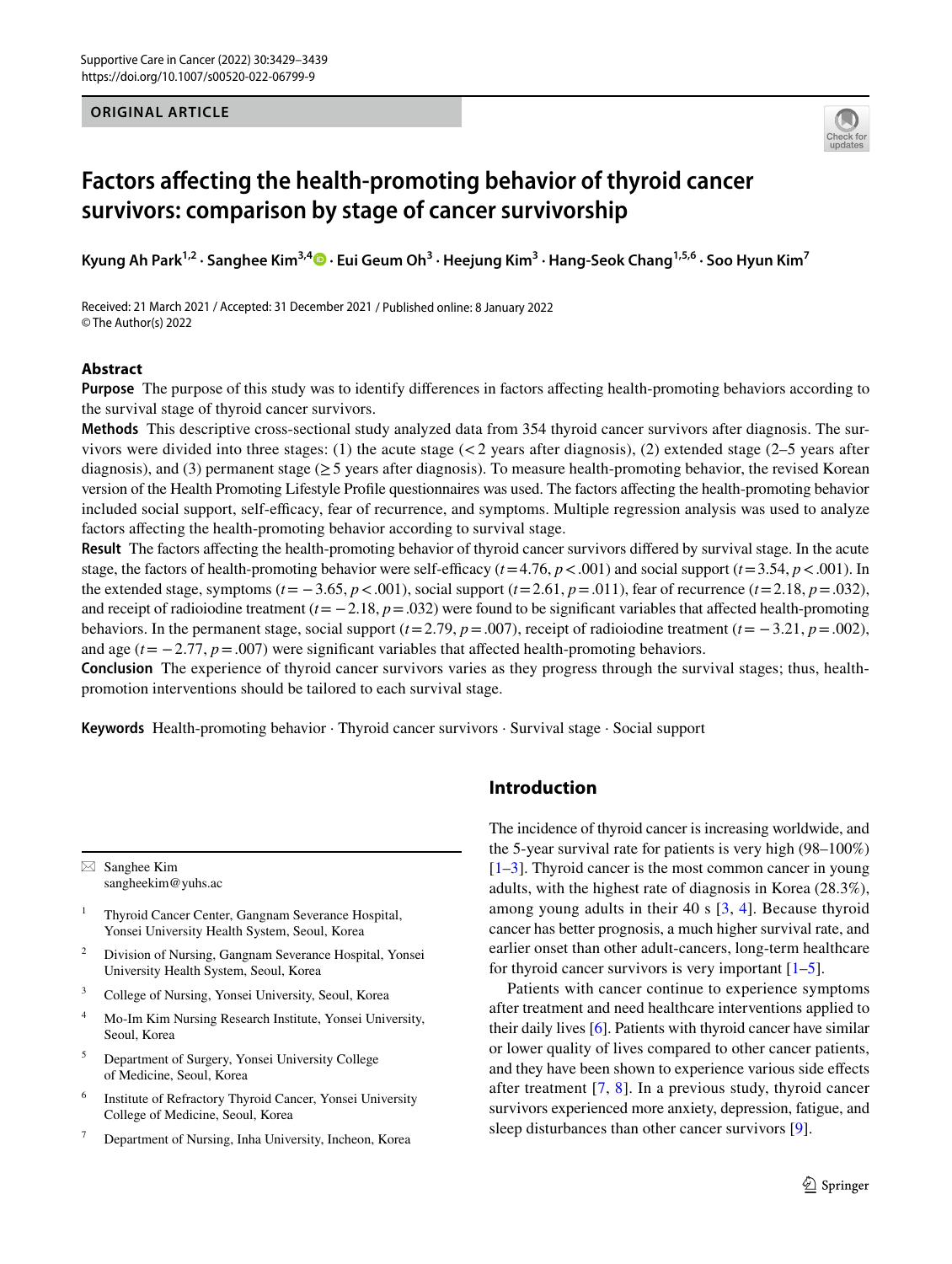ORIGINAL ARTICLE

# Factors affecting the health-promoting behavior of thyroid cancer survivors: comparison by stage of cancer survivorship

Kyung Ah Park[1,2] · Sanghee Kim[3,4] · Eui Geum Oh[3] · Heejung Kim[3] · Hang-Seok Chang[1,5,6] · Soo Hyun Kim[7]

Received: 21 March 2021 / Accepted: 31 December 2021 / Published online: 8 January 2022
© The Author(s) 2022

## Abstract

**Purpose** The purpose of this study was to identify differences in factors affecting health-promoting behaviors according to the survival stage of thyroid cancer survivors.

**Methods** This descriptive cross-sectional study analyzed data from 354 thyroid cancer survivors after diagnosis. The survivors were divided into three stages: (1) the acute stage (< 2 years after diagnosis), (2) extended stage (2–5 years after diagnosis), and (3) permanent stage (≥ 5 years after diagnosis). To measure health-promoting behavior, the revised Korean version of the Health Promoting Lifestyle Profile questionnaires was used. The factors affecting the health-promoting behavior included social support, self-efficacy, fear of recurrence, and symptoms. Multiple regression analysis was used to analyze factors affecting the health-promoting behavior according to survival stage.

**Result** The factors affecting the health-promoting behavior of thyroid cancer survivors differed by survival stage. In the acute stage, the factors of health-promoting behavior were self-efficacy ($t = 4.76$, $p < .001$) and social support ($t = 3.54$, $p < .001$). In the extended stage, symptoms ($t = -3.65$, $p < .001$), social support ($t = 2.61$, $p = .011$), fear of recurrence ($t = 2.18$, $p = .032$), and receipt of radioiodine treatment ($t = -2.18$, $p = .032$) were found to be significant variables that affected health-promoting behaviors. In the permanent stage, social support ($t = 2.79$, $p = .007$), receipt of radioiodine treatment ($t = -3.21$, $p = .002$), and age ($t = -2.77$, $p = .007$) were significant variables that affected health-promoting behaviors.

**Conclusion** The experience of thyroid cancer survivors varies as they progress through the survival stages; thus, health-promotion interventions should be tailored to each survival stage.

**Keywords** Health-promoting behavior · Thyroid cancer survivors · Survival stage · Social support

## Introduction

The incidence of thyroid cancer is increasing worldwide, and the 5-year survival rate for patients is very high (98–100%) [1–3]. Thyroid cancer is the most common cancer in young adults, with the highest rate of diagnosis in Korea (28.3%), among young adults in their 40 s [3, 4]. Because thyroid cancer has better prognosis, a much higher survival rate, and earlier onset than other adult-cancers, long-term healthcare for thyroid cancer survivors is very important [1–5].

Patients with cancer continue to experience symptoms after treatment and need healthcare interventions applied to their daily lives [6]. Patients with thyroid cancer have similar or lower quality of lives compared to other cancer patients, and they have been shown to experience various side effects after treatment [7, 8]. In a previous study, thyroid cancer survivors experienced more anxiety, depression, fatigue, and sleep disturbances than other cancer survivors [9].

---

✉ Sanghee Kim
sangheekim@yuhs.ac

1 Thyroid Cancer Center, Gangnam Severance Hospital, Yonsei University Health System, Seoul, Korea

2 Division of Nursing, Gangnam Severance Hospital, Yonsei University Health System, Seoul, Korea

3 College of Nursing, Yonsei University, Seoul, Korea

4 Mo-Im Kim Nursing Research Institute, Yonsei University, Seoul, Korea

5 Department of Surgery, Yonsei University College of Medicine, Seoul, Korea

6 Institute of Refractory Thyroid Cancer, Yonsei University College of Medicine, Seoul, Korea

7 Department of Nursing, Inha University, Incheon, Korea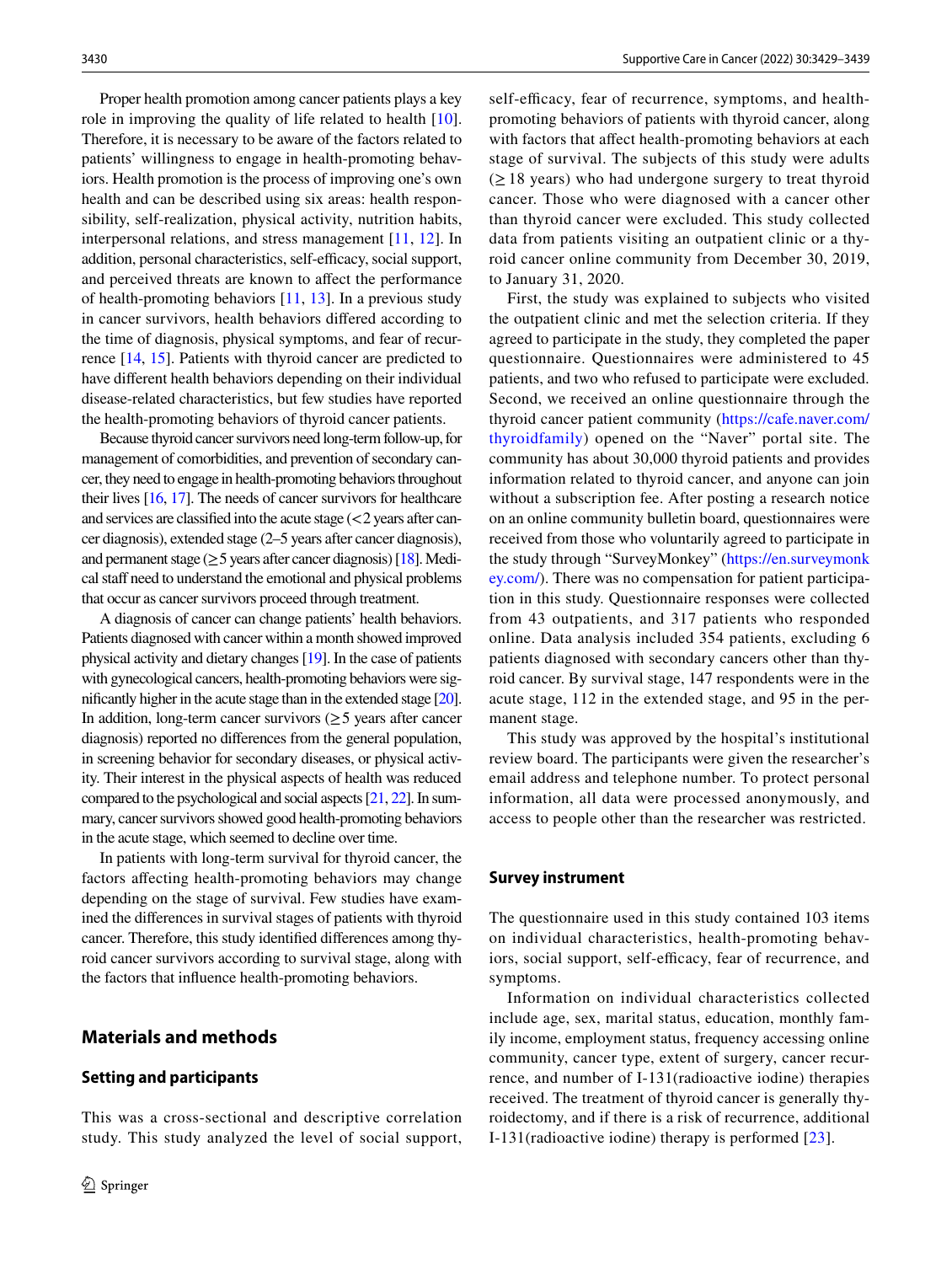Proper health promotion among cancer patients plays a key role in improving the quality of life related to health [10]. Therefore, it is necessary to be aware of the factors related to patients' willingness to engage in health-promoting behaviors. Health promotion is the process of improving one's own health and can be described using six areas: health responsibility, self-realization, physical activity, nutrition habits, interpersonal relations, and stress management [11, 12]. In addition, personal characteristics, self-efficacy, social support, and perceived threats are known to affect the performance of health-promoting behaviors [11, 13]. In a previous study in cancer survivors, health behaviors differed according to the time of diagnosis, physical symptoms, and fear of recurrence [14, 15]. Patients with thyroid cancer are predicted to have different health behaviors depending on their individual disease-related characteristics, but few studies have reported the health-promoting behaviors of thyroid cancer patients.

Because thyroid cancer survivors need long-term follow-up, for management of comorbidities, and prevention of secondary cancer, they need to engage in health-promoting behaviors throughout their lives [16, 17]. The needs of cancer survivors for healthcare and services are classified into the acute stage (<2 years after cancer diagnosis), extended stage (2–5 years after cancer diagnosis), and permanent stage (≥5 years after cancer diagnosis) [18]. Medical staff need to understand the emotional and physical problems that occur as cancer survivors proceed through treatment.

A diagnosis of cancer can change patients' health behaviors. Patients diagnosed with cancer within a month showed improved physical activity and dietary changes [19]. In the case of patients with gynecological cancers, health-promoting behaviors were significantly higher in the acute stage than in the extended stage [20]. In addition, long-term cancer survivors (≥5 years after cancer diagnosis) reported no differences from the general population, in screening behavior for secondary diseases, or physical activity. Their interest in the physical aspects of health was reduced compared to the psychological and social aspects [21, 22]. In summary, cancer survivors showed good health-promoting behaviors in the acute stage, which seemed to decline over time.

In patients with long-term survival for thyroid cancer, the factors affecting health-promoting behaviors may change depending on the stage of survival. Few studies have examined the differences in survival stages of patients with thyroid cancer. Therefore, this study identified differences among thyroid cancer survivors according to survival stage, along with the factors that influence health-promoting behaviors.

## Materials and methods

### Setting and participants

This was a cross-sectional and descriptive correlation study. This study analyzed the level of social support, self-efficacy, fear of recurrence, symptoms, and health-promoting behaviors of patients with thyroid cancer, along with factors that affect health-promoting behaviors at each stage of survival. The subjects of this study were adults (≥18 years) who had undergone surgery to treat thyroid cancer. Those who were diagnosed with a cancer other than thyroid cancer were excluded. This study collected data from patients visiting an outpatient clinic or a thyroid cancer online community from December 30, 2019, to January 31, 2020.

First, the study was explained to subjects who visited the outpatient clinic and met the selection criteria. If they agreed to participate in the study, they completed the paper questionnaire. Questionnaires were administered to 45 patients, and two who refused to participate were excluded. Second, we received an online questionnaire through the thyroid cancer patient community (https://cafe.naver.com/thyroidfamily) opened on the "Naver" portal site. The community has about 30,000 thyroid patients and provides information related to thyroid cancer, and anyone can join without a subscription fee. After posting a research notice on an online community bulletin board, questionnaires were received from those who voluntarily agreed to participate in the study through "SurveyMonkey" (https://en.surveymonkey.com/). There was no compensation for patient participation in this study. Questionnaire responses were collected from 43 outpatients, and 317 patients who responded online. Data analysis included 354 patients, excluding 6 patients diagnosed with secondary cancers other than thyroid cancer. By survival stage, 147 respondents were in the acute stage, 112 in the extended stage, and 95 in the permanent stage.

This study was approved by the hospital's institutional review board. The participants were given the researcher's email address and telephone number. To protect personal information, all data were processed anonymously, and access to people other than the researcher was restricted.

### Survey instrument

The questionnaire used in this study contained 103 items on individual characteristics, health-promoting behaviors, social support, self-efficacy, fear of recurrence, and symptoms.

Information on individual characteristics collected include age, sex, marital status, education, monthly family income, employment status, frequency accessing online community, cancer type, extent of surgery, cancer recurrence, and number of I-131(radioactive iodine) therapies received. The treatment of thyroid cancer is generally thyroidectomy, and if there is a risk of recurrence, additional I-131(radioactive iodine) therapy is performed [23].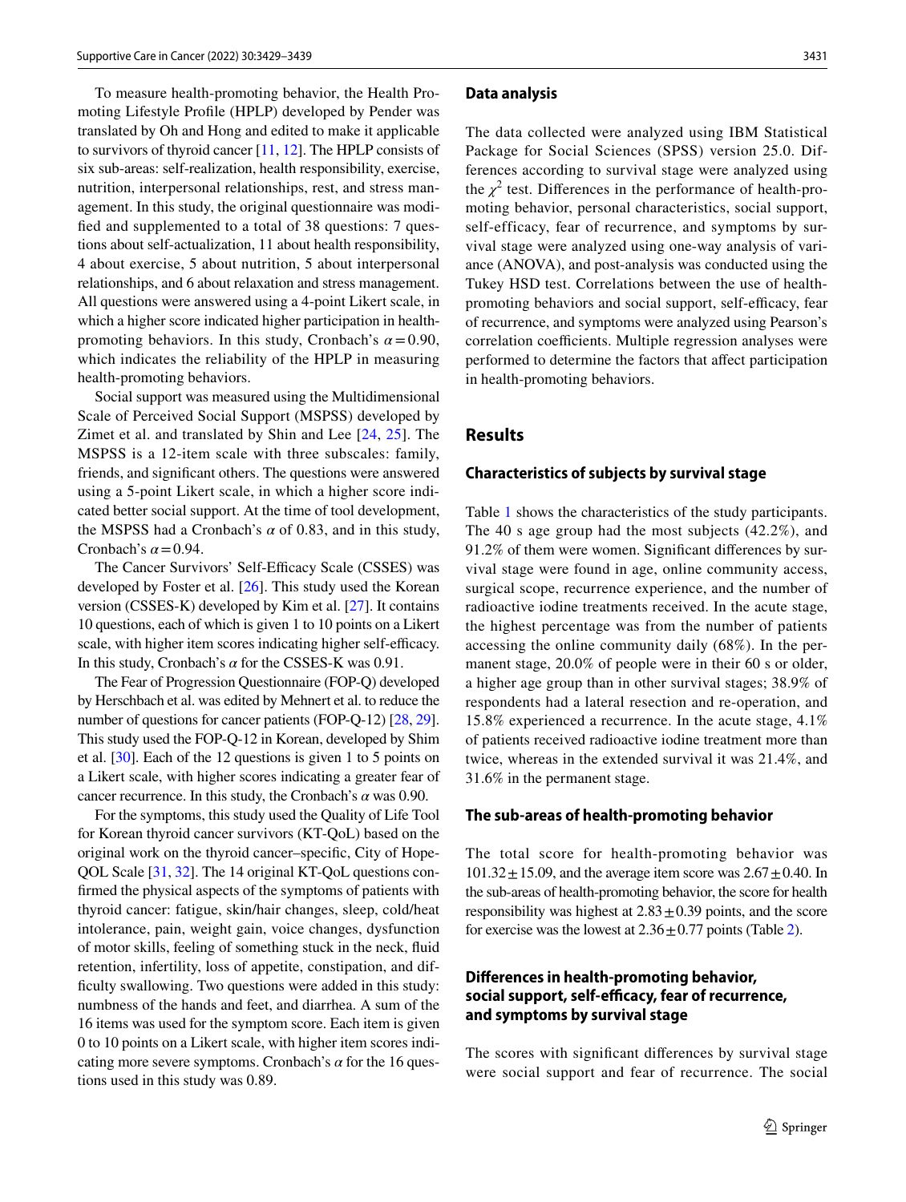To measure health-promoting behavior, the Health Promoting Lifestyle Profile (HPLP) developed by Pender was translated by Oh and Hong and edited to make it applicable to survivors of thyroid cancer [11, 12]. The HPLP consists of six sub-areas: self-realization, health responsibility, exercise, nutrition, interpersonal relationships, rest, and stress management. In this study, the original questionnaire was modified and supplemented to a total of 38 questions: 7 questions about self-actualization, 11 about health responsibility, 4 about exercise, 5 about nutrition, 5 about interpersonal relationships, and 6 about relaxation and stress management. All questions were answered using a 4-point Likert scale, in which a higher score indicated higher participation in health-promoting behaviors. In this study, Cronbach's $\alpha = 0.90$, which indicates the reliability of the HPLP in measuring health-promoting behaviors.

Social support was measured using the Multidimensional Scale of Perceived Social Support (MSPSS) developed by Zimet et al. and translated by Shin and Lee [24, 25]. The MSPSS is a 12-item scale with three subscales: family, friends, and significant others. The questions were answered using a 5-point Likert scale, in which a higher score indicated better social support. At the time of tool development, the MSPSS had a Cronbach's $\alpha$ of 0.83, and in this study, Cronbach's $\alpha = 0.94$.

The Cancer Survivors' Self-Efficacy Scale (CSSES) was developed by Foster et al. [26]. This study used the Korean version (CSSES-K) developed by Kim et al. [27]. It contains 10 questions, each of which is given 1 to 10 points on a Likert scale, with higher item scores indicating higher self-efficacy. In this study, Cronbach's $\alpha$ for the CSSES-K was 0.91.

The Fear of Progression Questionnaire (FOP-Q) developed by Herschbach et al. was edited by Mehnert et al. to reduce the number of questions for cancer patients (FOP-Q-12) [28, 29]. This study used the FOP-Q-12 in Korean, developed by Shim et al. [30]. Each of the 12 questions is given 1 to 5 points on a Likert scale, with higher scores indicating a greater fear of cancer recurrence. In this study, the Cronbach's $\alpha$ was 0.90.

For the symptoms, this study used the Quality of Life Tool for Korean thyroid cancer survivors (KT-QoL) based on the original work on the thyroid cancer–specific, City of Hope-QOL Scale [31, 32]. The 14 original KT-QoL questions confirmed the physical aspects of the symptoms of patients with thyroid cancer: fatigue, skin/hair changes, sleep, cold/heat intolerance, pain, weight gain, voice changes, dysfunction of motor skills, feeling of something stuck in the neck, fluid retention, infertility, loss of appetite, constipation, and difficulty swallowing. Two questions were added in this study: numbness of the hands and feet, and diarrhea. A sum of the 16 items was used for the symptom score. Each item is given 0 to 10 points on a Likert scale, with higher item scores indicating more severe symptoms. Cronbach's $\alpha$ for the 16 questions used in this study was 0.89.

## Data analysis

The data collected were analyzed using IBM Statistical Package for Social Sciences (SPSS) version 25.0. Differences according to survival stage were analyzed using the $\chi^2$ test. Differences in the performance of health-promoting behavior, personal characteristics, social support, self-efficacy, fear of recurrence, and symptoms by survival stage were analyzed using one-way analysis of variance (ANOVA), and post-analysis was conducted using the Tukey HSD test. Correlations between the use of health-promoting behaviors and social support, self-efficacy, fear of recurrence, and symptoms were analyzed using Pearson's correlation coefficients. Multiple regression analyses were performed to determine the factors that affect participation in health-promoting behaviors.

# Results

## Characteristics of subjects by survival stage

Table 1 shows the characteristics of the study participants. The 40 s age group had the most subjects (42.2%), and 91.2% of them were women. Significant differences by survival stage were found in age, online community access, surgical scope, recurrence experience, and the number of radioactive iodine treatments received. In the acute stage, the highest percentage was from the number of patients accessing the online community daily (68%). In the permanent stage, 20.0% of people were in their 60 s or older, a higher age group than in other survival stages; 38.9% of respondents had a lateral resection and re-operation, and 15.8% experienced a recurrence. In the acute stage, 4.1% of patients received radioactive iodine treatment more than twice, whereas in the extended survival it was 21.4%, and 31.6% in the permanent stage.

## The sub-areas of health-promoting behavior

The total score for health-promoting behavior was $101.32 \pm 15.09$, and the average item score was $2.67 \pm 0.40$. In the sub-areas of health-promoting behavior, the score for health responsibility was highest at $2.83 \pm 0.39$ points, and the score for exercise was the lowest at $2.36 \pm 0.77$ points (Table 2).

## Differences in health-promoting behavior, social support, self-efficacy, fear of recurrence, and symptoms by survival stage

The scores with significant differences by survival stage were social support and fear of recurrence. The social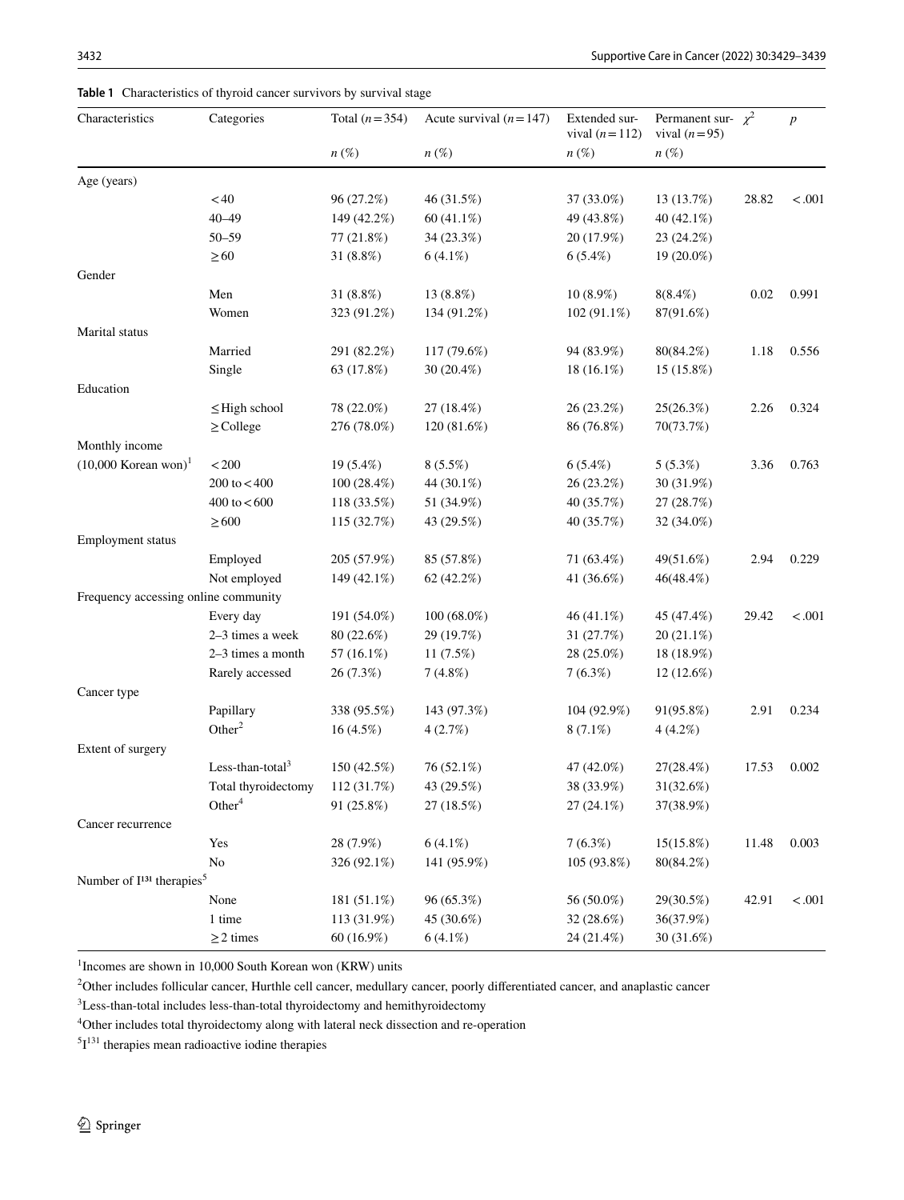**Table 1** Characteristics of thyroid cancer survivors by survival stage

| Characteristics | Categories | Total ($n = 354$) | Acute survival ($n = 147$) | Extended survival ($n = 112$) | Permanent survival ($n = 95$) | $\chi^2$ | $p$ |
|---|---|---|---|---|---|---|---|
| | | $n$ (%) | $n$ (%) | $n$ (%) | $n$ (%) | | |
| Age (years) | | | | | | | |
| | <40 | 96 (27.2%) | 46 (31.5%) | 37 (33.0%) | 13 (13.7%) | 28.82 | <.001 |
| | 40–49 | 149 (42.2%) | 60 (41.1%) | 49 (43.8%) | 40 (42.1%) | | |
| | 50–59 | 77 (21.8%) | 34 (23.3%) | 20 (17.9%) | 23 (24.2%) | | |
| | ≥60 | 31 (8.8%) | 6 (4.1%) | 6 (5.4%) | 19 (20.0%) | | |
| Gender | | | | | | | |
| | Men | 31 (8.8%) | 13 (8.8%) | 10 (8.9%) | 8(8.4%) | 0.02 | 0.991 |
| | Women | 323 (91.2%) | 134 (91.2%) | 102 (91.1%) | 87(91.6%) | | |
| Marital status | | | | | | | |
| | Married | 291 (82.2%) | 117 (79.6%) | 94 (83.9%) | 80(84.2%) | 1.18 | 0.556 |
| | Single | 63 (17.8%) | 30 (20.4%) | 18 (16.1%) | 15 (15.8%) | | |
| Education | | | | | | | |
| | ≤High school | 78 (22.0%) | 27 (18.4%) | 26 (23.2%) | 25(26.3%) | 2.26 | 0.324 |
| | ≥College | 276 (78.0%) | 120 (81.6%) | 86 (76.8%) | 70(73.7%) | | |
| Monthly income (10,000 Korean won)[1] | <200 | 19 (5.4%) | 8 (5.5%) | 6 (5.4%) | 5 (5.3%) | 3.36 | 0.763 |
| | 200 to <400 | 100 (28.4%) | 44 (30.1%) | 26 (23.2%) | 30 (31.9%) | | |
| | 400 to <600 | 118 (33.5%) | 51 (34.9%) | 40 (35.7%) | 27 (28.7%) | | |
| | ≥600 | 115 (32.7%) | 43 (29.5%) | 40 (35.7%) | 32 (34.0%) | | |
| Employment status | | | | | | | |
| | Employed | 205 (57.9%) | 85 (57.8%) | 71 (63.4%) | 49(51.6%) | 2.94 | 0.229 |
| | Not employed | 149 (42.1%) | 62 (42.2%) | 41 (36.6%) | 46(48.4%) | | |
| Frequency accessing online community | | | | | | | |
| | Every day | 191 (54.0%) | 100 (68.0%) | 46 (41.1%) | 45 (47.4%) | 29.42 | <.001 |
| | 2–3 times a week | 80 (22.6%) | 29 (19.7%) | 31 (27.7%) | 20 (21.1%) | | |
| | 2–3 times a month | 57 (16.1%) | 11 (7.5%) | 28 (25.0%) | 18 (18.9%) | | |
| | Rarely accessed | 26 (7.3%) | 7 (4.8%) | 7 (6.3%) | 12 (12.6%) | | |
| Cancer type | | | | | | | |
| | Papillary | 338 (95.5%) | 143 (97.3%) | 104 (92.9%) | 91(95.8%) | 2.91 | 0.234 |
| | Other[2] | 16 (4.5%) | 4 (2.7%) | 8 (7.1%) | 4 (4.2%) | | |
| Extent of surgery | | | | | | | |
| | Less-than-total[3] | 150 (42.5%) | 76 (52.1%) | 47 (42.0%) | 27(28.4%) | 17.53 | 0.002 |
| | Total thyroidectomy | 112 (31.7%) | 43 (29.5%) | 38 (33.9%) | 31(32.6%) | | |
| | Other[4] | 91 (25.8%) | 27 (18.5%) | 27 (24.1%) | 37(38.9%) | | |
| Cancer recurrence | | | | | | | |
| | Yes | 28 (7.9%) | 6 (4.1%) | 7 (6.3%) | 15(15.8%) | 11.48 | 0.003 |
| | No | 326 (92.1%) | 141 (95.9%) | 105 (93.8%) | 80(84.2%) | | |
| Number of $I^{131}$ therapies[5] | | | | | | | |
| | None | 181 (51.1%) | 96 (65.3%) | 56 (50.0%) | 29(30.5%) | 42.91 | <.001 |
| | 1 time | 113 (31.9%) | 45 (30.6%) | 32 (28.6%) | 36(37.9%) | | |
| | ≥2 times | 60 (16.9%) | 6 (4.1%) | 24 (21.4%) | 30 (31.6%) | | |

[1]Incomes are shown in 10,000 South Korean won (KRW) units

[2]Other includes follicular cancer, Hurthle cell cancer, medullary cancer, poorly differentiated cancer, and anaplastic cancer

[3]Less-than-total includes less-than-total thyroidectomy and hemithyroidectomy

[4]Other includes total thyroidectomy along with lateral neck dissection and re-operation

[5]$I^{131}$ therapies mean radioactive iodine therapies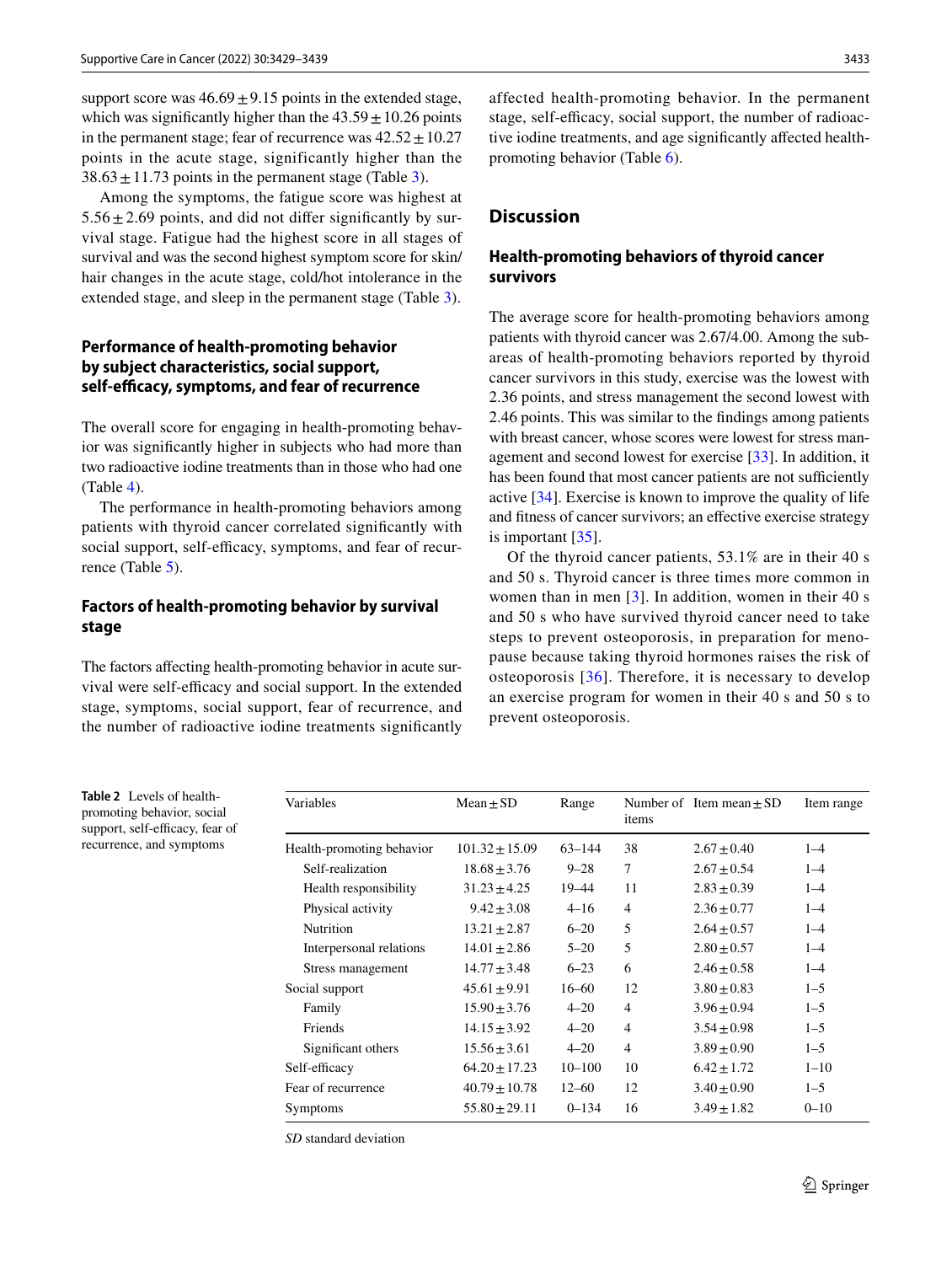support score was 46.69 ± 9.15 points in the extended stage, which was significantly higher than the 43.59 ± 10.26 points in the permanent stage; fear of recurrence was 42.52 ± 10.27 points in the acute stage, significantly higher than the 38.63 ± 11.73 points in the permanent stage (Table 3).

Among the symptoms, the fatigue score was highest at 5.56 ± 2.69 points, and did not differ significantly by survival stage. Fatigue had the highest score in all stages of survival and was the second highest symptom score for skin/hair changes in the acute stage, cold/hot intolerance in the extended stage, and sleep in the permanent stage (Table 3).

### Performance of health-promoting behavior by subject characteristics, social support, self-efficacy, symptoms, and fear of recurrence

The overall score for engaging in health-promoting behavior was significantly higher in subjects who had more than two radioactive iodine treatments than in those who had one (Table 4).

The performance in health-promoting behaviors among patients with thyroid cancer correlated significantly with social support, self-efficacy, symptoms, and fear of recurrence (Table 5).

### Factors of health-promoting behavior by survival stage

The factors affecting health-promoting behavior in acute survival were self-efficacy and social support. In the extended stage, symptoms, social support, fear of recurrence, and the number of radioactive iodine treatments significantly affected health-promoting behavior. In the permanent stage, self-efficacy, social support, the number of radioactive iodine treatments, and age significantly affected health-promoting behavior (Table 6).

## Discussion

### Health-promoting behaviors of thyroid cancer survivors

The average score for health-promoting behaviors among patients with thyroid cancer was 2.67/4.00. Among the sub-areas of health-promoting behaviors reported by thyroid cancer survivors in this study, exercise was the lowest with 2.36 points, and stress management the second lowest with 2.46 points. This was similar to the findings among patients with breast cancer, whose scores were lowest for stress management and second lowest for exercise [33]. In addition, it has been found that most cancer patients are not sufficiently active [34]. Exercise is known to improve the quality of life and fitness of cancer survivors; an effective exercise strategy is important [35].

Of the thyroid cancer patients, 53.1% are in their 40 s and 50 s. Thyroid cancer is three times more common in women than in men [3]. In addition, women in their 40 s and 50 s who have survived thyroid cancer need to take steps to prevent osteoporosis, in preparation for menopause because taking thyroid hormones raises the risk of osteoporosis [36]. Therefore, it is necessary to develop an exercise program for women in their 40 s and 50 s to prevent osteoporosis.

**Table 2** Levels of health-promoting behavior, social support, self-efficacy, fear of recurrence, and symptoms

| Variables | Mean ± SD | Range | Number of items | Item mean ± SD | Item range |
|---|---|---|---|---|---|
| Health-promoting behavior | 101.32 ± 15.09 | 63–144 | 38 | 2.67 ± 0.40 | 1–4 |
| Self-realization | 18.68 ± 3.76 | 9–28 | 7 | 2.67 ± 0.54 | 1–4 |
| Health responsibility | 31.23 ± 4.25 | 19–44 | 11 | 2.83 ± 0.39 | 1–4 |
| Physical activity | 9.42 ± 3.08 | 4–16 | 4 | 2.36 ± 0.77 | 1–4 |
| Nutrition | 13.21 ± 2.87 | 6–20 | 5 | 2.64 ± 0.57 | 1–4 |
| Interpersonal relations | 14.01 ± 2.86 | 5–20 | 5 | 2.80 ± 0.57 | 1–4 |
| Stress management | 14.77 ± 3.48 | 6–23 | 6 | 2.46 ± 0.58 | 1–4 |
| Social support | 45.61 ± 9.91 | 16–60 | 12 | 3.80 ± 0.83 | 1–5 |
| Family | 15.90 ± 3.76 | 4–20 | 4 | 3.96 ± 0.94 | 1–5 |
| Friends | 14.15 ± 3.92 | 4–20 | 4 | 3.54 ± 0.98 | 1–5 |
| Significant others | 15.56 ± 3.61 | 4–20 | 4 | 3.89 ± 0.90 | 1–5 |
| Self-efficacy | 64.20 ± 17.23 | 10–100 | 10 | 6.42 ± 1.72 | 1–10 |
| Fear of recurrence | 40.79 ± 10.78 | 12–60 | 12 | 3.40 ± 0.90 | 1–5 |
| Symptoms | 55.80 ± 29.11 | 0–134 | 16 | 3.49 ± 1.82 | 0–10 |

*SD* standard deviation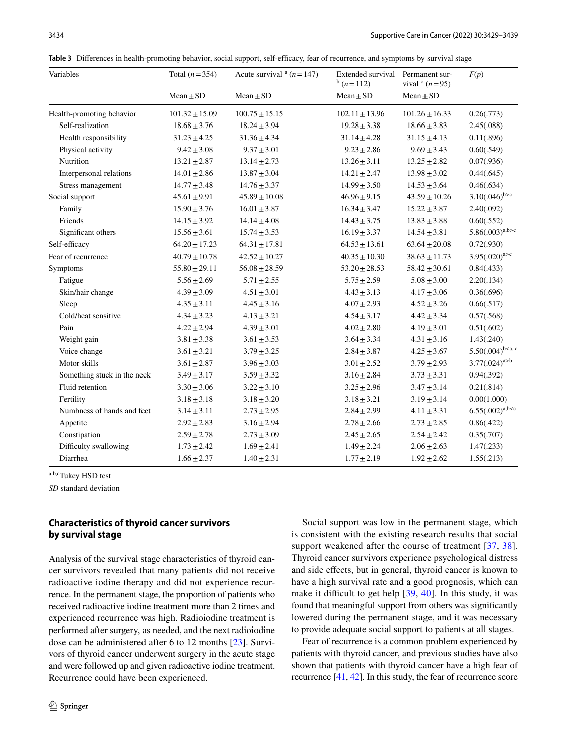**Table 3** Differences in health-promoting behavior, social support, self-efficacy, fear of recurrence, and symptoms by survival stage

| Variables | Total ($n=354$) | Acute survival [a] ($n=147$) | Extended survival [b] ($n=112$) | Permanent survival [c] ($n=95$) | $F(p)$ |
|---|---|---|---|---|---|
| | Mean ± SD | Mean ± SD | Mean ± SD | Mean ± SD | |
| Health-promoting behavior | 101.32 ± 15.09 | 100.75 ± 15.15 | 102.11 ± 13.96 | 101.26 ± 16.33 | 0.26(.773) |
| Self-realization | 18.68 ± 3.76 | 18.24 ± 3.94 | 19.28 ± 3.38 | 18.66 ± 3.83 | 2.45(.088) |
| Health responsibility | 31.23 ± 4.25 | 31.36 ± 4.34 | 31.14 ± 4.28 | 31.15 ± 4.13 | 0.11(.896) |
| Physical activity | 9.42 ± 3.08 | 9.37 ± 3.01 | 9.23 ± 2.86 | 9.69 ± 3.43 | 0.60(.549) |
| Nutrition | 13.21 ± 2.87 | 13.14 ± 2.73 | 13.26 ± 3.11 | 13.25 ± 2.82 | 0.07(.936) |
| Interpersonal relations | 14.01 ± 2.86 | 13.87 ± 3.04 | 14.21 ± 2.47 | 13.98 ± 3.02 | 0.44(.645) |
| Stress management | 14.77 ± 3.48 | 14.76 ± 3.37 | 14.99 ± 3.50 | 14.53 ± 3.64 | 0.46(.634) |
| Social support | 45.61 ± 9.91 | 45.89 ± 10.08 | 46.96 ± 9.15 | 43.59 ± 10.26 | 3.10(.046)[b>c] |
| Family | 15.90 ± 3.76 | 16.01 ± 3.87 | 16.34 ± 3.47 | 15.22 ± 3.87 | 2.40(.092) |
| Friends | 14.15 ± 3.92 | 14.14 ± 4.08 | 14.43 ± 3.75 | 13.83 ± 3.88 | 0.60(.552) |
| Significant others | 15.56 ± 3.61 | 15.74 ± 3.53 | 16.19 ± 3.37 | 14.54 ± 3.81 | 5.86(.003)[a,b>c] |
| Self-efficacy | 64.20 ± 17.23 | 64.31 ± 17.81 | 64.53 ± 13.61 | 63.64 ± 20.08 | 0.72(.930) |
| Fear of recurrence | 40.79 ± 10.78 | 42.52 ± 10.27 | 40.35 ± 10.30 | 38.63 ± 11.73 | 3.95(.020)[a>c] |
| Symptoms | 55.80 ± 29.11 | 56.08 ± 28.59 | 53.20 ± 28.53 | 58.42 ± 30.61 | 0.84(.433) |
| Fatigue | 5.56 ± 2.69 | 5.71 ± 2.55 | 5.75 ± 2.59 | 5.08 ± 3.00 | 2.20(.134) |
| Skin/hair change | 4.39 ± 3.09 | 4.51 ± 3.01 | 4.43 ± 3.13 | 4.17 ± 3.06 | 0.36(.696) |
| Sleep | 4.35 ± 3.11 | 4.45 ± 3.16 | 4.07 ± 2.93 | 4.52 ± 3.26 | 0.66(.517) |
| Cold/heat sensitive | 4.34 ± 3.23 | 4.13 ± 3.21 | 4.54 ± 3.17 | 4.42 ± 3.34 | 0.57(.568) |
| Pain | 4.22 ± 2.94 | 4.39 ± 3.01 | 4.02 ± 2.80 | 4.19 ± 3.01 | 0.51(.602) |
| Weight gain | 3.81 ± 3.38 | 3.61 ± 3.53 | 3.64 ± 3.34 | 4.31 ± 3.16 | 1.43(.240) |
| Voice change | 3.61 ± 3.21 | 3.79 ± 3.25 | 2.84 ± 3.87 | 4.25 ± 3.67 | 5.50(.004)[b<a, c] |
| Motor skills | 3.61 ± 2.87 | 3.96 ± 3.03 | 3.01 ± 2.52 | 3.79 ± 2.93 | 3.77(.024)[a>b] |
| Something stuck in the neck | 3.49 ± 3.17 | 3.59 ± 3.32 | 3.16 ± 2.84 | 3.73 ± 3.31 | 0.94(.392) |
| Fluid retention | 3.30 ± 3.06 | 3.22 ± 3.10 | 3.25 ± 2.96 | 3.47 ± 3.14 | 0.21(.814) |
| Fertility | 3.18 ± 3.18 | 3.18 ± 3.20 | 3.18 ± 3.21 | 3.19 ± 3.14 | 0.00(1.000) |
| Numbness of hands and feet | 3.14 ± 3.11 | 2.73 ± 2.95 | 2.84 ± 2.99 | 4.11 ± 3.31 | 6.55(.002)[a,b<c] |
| Appetite | 2.92 ± 2.83 | 3.16 ± 2.94 | 2.78 ± 2.66 | 2.73 ± 2.85 | 0.86(.422) |
| Constipation | 2.59 ± 2.78 | 2.73 ± 3.09 | 2.45 ± 2.65 | 2.54 ± 2.42 | 0.35(.707) |
| Difficulty swallowing | 1.73 ± 2.42 | 1.69 ± 2.41 | 1.49 ± 2.24 | 2.06 ± 2.63 | 1.47(.233) |
| Diarrhea | 1.66 ± 2.37 | 1.40 ± 2.31 | 1.77 ± 2.19 | 1.92 ± 2.62 | 1.55(.213) |

[a,b,c]Tukey HSD test

*SD* standard deviation

## Characteristics of thyroid cancer survivors by survival stage

Analysis of the survival stage characteristics of thyroid cancer survivors revealed that many patients did not receive radioactive iodine therapy and did not experience recurrence. In the permanent stage, the proportion of patients who received radioactive iodine treatment more than 2 times and experienced recurrence was high. Radioiodine treatment is performed after surgery, as needed, and the next radioiodine dose can be administered after 6 to 12 months [23]. Survivors of thyroid cancer underwent surgery in the acute stage and were followed up and given radioactive iodine treatment. Recurrence could have been experienced.

Social support was low in the permanent stage, which is consistent with the existing research results that social support weakened after the course of treatment [37, 38]. Thyroid cancer survivors experience psychological distress and side effects, but in general, thyroid cancer is known to have a high survival rate and a good prognosis, which can make it difficult to get help [39, 40]. In this study, it was found that meaningful support from others was significantly lowered during the permanent stage, and it was necessary to provide adequate social support to patients at all stages.

Fear of recurrence is a common problem experienced by patients with thyroid cancer, and previous studies have also shown that patients with thyroid cancer have a high fear of recurrence [41, 42]. In this study, the fear of recurrence score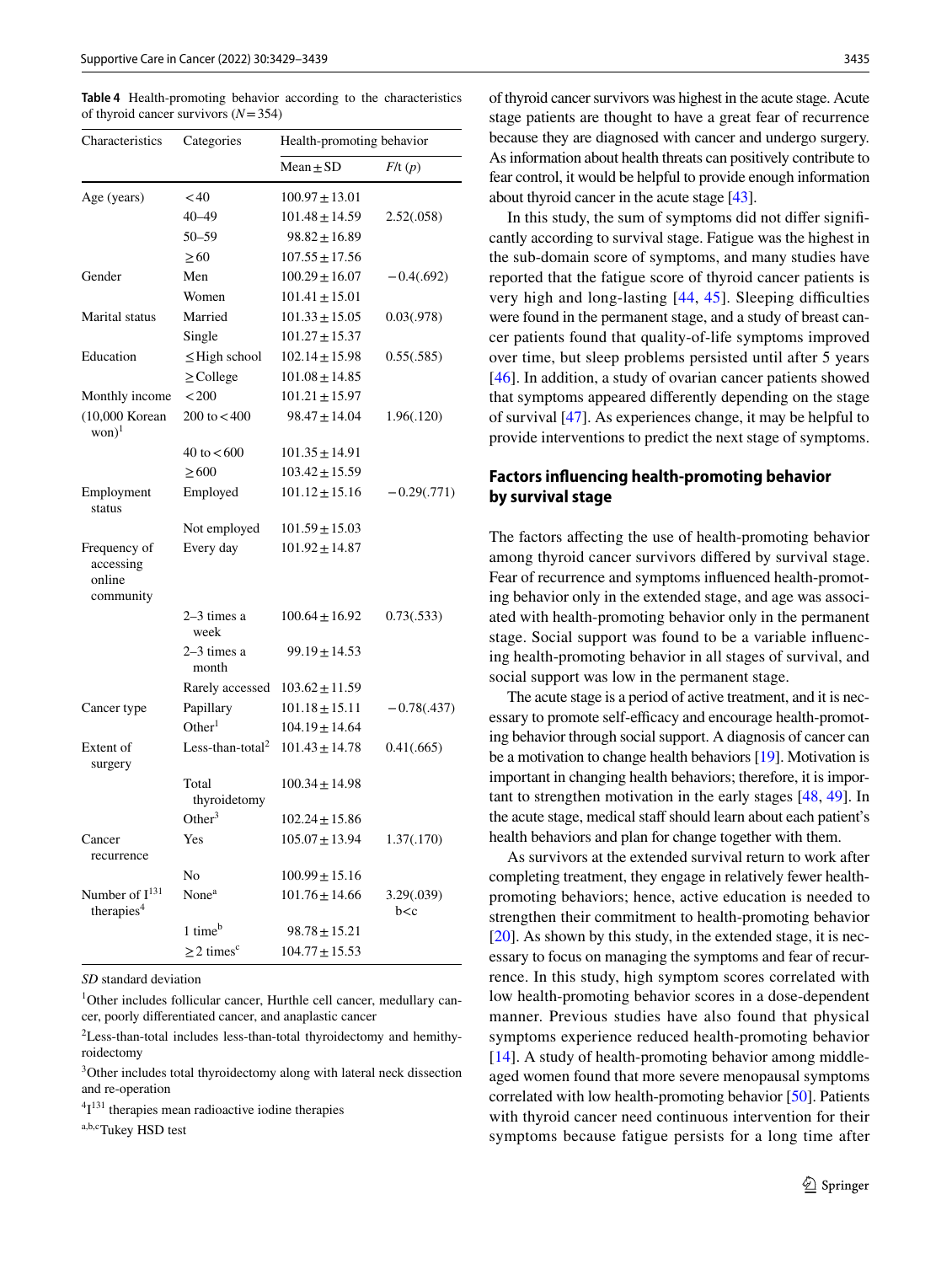**Table 4** Health-promoting behavior according to the characteristics of thyroid cancer survivors (*N* = 354)

| Characteristics | Categories | Health-promoting behavior | |
|---|---|---|---|
| | | Mean ± SD | *F*/t (*p*) |
| Age (years) | < 40 | 100.97 ± 13.01 | |
| | 40–49 | 101.48 ± 14.59 | 2.52(.058) |
| | 50–59 | 98.82 ± 16.89 | |
| | ≥ 60 | 107.55 ± 17.56 | |
| Gender | Men | 100.29 ± 16.07 | − 0.4(.692) |
| | Women | 101.41 ± 15.01 | |
| Marital status | Married | 101.33 ± 15.05 | 0.03(.978) |
| | Single | 101.27 ± 15.37 | |
| Education | ≤ High school | 102.14 ± 15.98 | 0.55(.585) |
| | ≥ College | 101.08 ± 14.85 | |
| Monthly income (10,000 Korean won)[1] | < 200 | 101.21 ± 15.97 | |
| | 200 to < 400 | 98.47 ± 14.04 | 1.96(.120) |
| | 40 to < 600 | 101.35 ± 14.91 | |
| | ≥ 600 | 103.42 ± 15.59 | |
| Employment status | Employed | 101.12 ± 15.16 | − 0.29(.771) |
| | Not employed | 101.59 ± 15.03 | |
| Frequency of accessing online community | Every day | 101.92 ± 14.87 | |
| | 2–3 times a week | 100.64 ± 16.92 | 0.73(.533) |
| | 2–3 times a month | 99.19 ± 14.53 | |
| | Rarely accessed | 103.62 ± 11.59 | |
| Cancer type | Papillary | 101.18 ± 15.11 | − 0.78(.437) |
| | Other[1] | 104.19 ± 14.64 | |
| Extent of surgery | Less-than-total[2] | 101.43 ± 14.78 | 0.41(.665) |
| | Total thyroidetomy | 100.34 ± 14.98 | |
| | Other[3] | 102.24 ± 15.86 | |
| Cancer recurrence | Yes | 105.07 ± 13.94 | 1.37(.170) |
| | No | 100.99 ± 15.16 | |
| Number of $I^{131}$ therapies[4] | None[a] | 101.76 ± 14.66 | 3.29(.039) b<c |
| | 1 time[b] | 98.78 ± 15.21 | |
| | ≥ 2 times[c] | 104.77 ± 15.53 | |

*SD* standard deviation

[1]Other includes follicular cancer, Hurthle cell cancer, medullary cancer, poorly differentiated cancer, and anaplastic cancer

[2]Less-than-total includes less-than-total thyroidectomy and hemithyroidectomy

[3]Other includes total thyroidectomy along with lateral neck dissection and re-operation

[4]$I^{131}$ therapies mean radioactive iodine therapies

[a,b,c]Tukey HSD test

of thyroid cancer survivors was highest in the acute stage. Acute stage patients are thought to have a great fear of recurrence because they are diagnosed with cancer and undergo surgery. As information about health threats can positively contribute to fear control, it would be helpful to provide enough information about thyroid cancer in the acute stage [43].

In this study, the sum of symptoms did not differ significantly according to survival stage. Fatigue was the highest in the sub-domain score of symptoms, and many studies have reported that the fatigue score of thyroid cancer patients is very high and long-lasting [44, 45]. Sleeping difficulties were found in the permanent stage, and a study of breast cancer patients found that quality-of-life symptoms improved over time, but sleep problems persisted until after 5 years [46]. In addition, a study of ovarian cancer patients showed that symptoms appeared differently depending on the stage of survival [47]. As experiences change, it may be helpful to provide interventions to predict the next stage of symptoms.

## Factors influencing health-promoting behavior by survival stage

The factors affecting the use of health-promoting behavior among thyroid cancer survivors differed by survival stage. Fear of recurrence and symptoms influenced health-promoting behavior only in the extended stage, and age was associated with health-promoting behavior only in the permanent stage. Social support was found to be a variable influencing health-promoting behavior in all stages of survival, and social support was low in the permanent stage.

The acute stage is a period of active treatment, and it is necessary to promote self-efficacy and encourage health-promoting behavior through social support. A diagnosis of cancer can be a motivation to change health behaviors [19]. Motivation is important in changing health behaviors; therefore, it is important to strengthen motivation in the early stages [48, 49]. In the acute stage, medical staff should learn about each patient's health behaviors and plan for change together with them.

As survivors at the extended survival return to work after completing treatment, they engage in relatively fewer health-promoting behaviors; hence, active education is needed to strengthen their commitment to health-promoting behavior [20]. As shown by this study, in the extended stage, it is necessary to focus on managing the symptoms and fear of recurrence. In this study, high symptom scores correlated with low health-promoting behavior scores in a dose-dependent manner. Previous studies have also found that physical symptoms experience reduced health-promoting behavior [14]. A study of health-promoting behavior among middle-aged women found that more severe menopausal symptoms correlated with low health-promoting behavior [50]. Patients with thyroid cancer need continuous intervention for their symptoms because fatigue persists for a long time after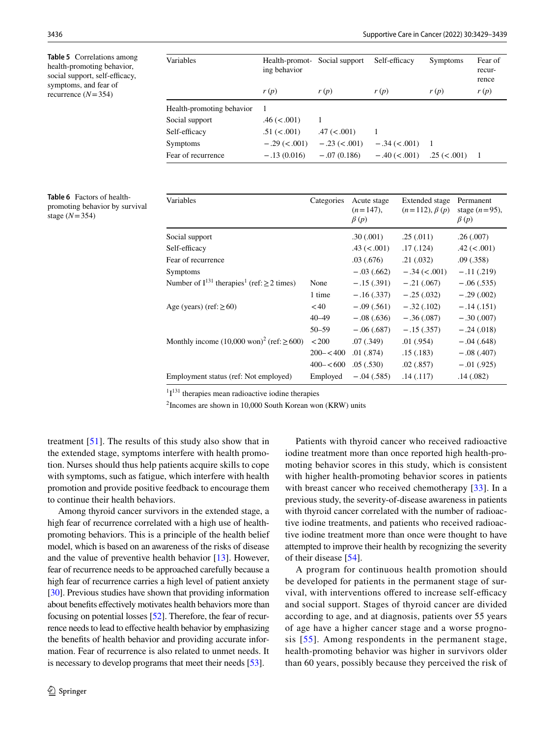**Table 5** Correlations among health-promoting behavior, social support, self-efficacy, symptoms, and fear of recurrence ($N=354$)

| Variables | Health-promoting behavior | Social support | Self-efficacy | Symptoms | Fear of recurrence |
|---|---|---|---|---|---|
| | *r* (*p*) | *r* (*p*) | *r* (*p*) | *r* (*p*) | *r* (*p*) |
| Health-promoting behavior | 1 | | | | |
| Social support | .46 (<.001) | 1 | | | |
| Self-efficacy | .51 (<.001) | .47 (<.001) | 1 | | |
| Symptoms | −.29 (<.001) | −.23 (<.001) | −.34 (<.001) | 1 | |
| Fear of recurrence | −.13 (0.016) | −.07 (0.186) | −.40 (<.001) | .25 (<.001) | 1 |

**Table 6** Factors of health-promoting behavior by survival stage ($N=354$)

| Variables | Categories | Acute stage ($n=147$), $\beta$ (*p*) | Extended stage ($n=112$), $\beta$ (*p*) | Permanent stage ($n=95$), $\beta$ (*p*) |
|---|---|---|---|---|
| Social support | | .30 (.001) | .25 (.011) | .26 (.007) |
| Self-efficacy | | .43 (<.001) | .17 (.124) | .42 (<.001) |
| Fear of recurrence | | .03 (.676) | .21 (.032) | .09 (.358) |
| Symptoms | | −.03 (.662) | −.34 (<.001) | −.11 (.219) |
| Number of $I^{131}$ therapies[1] (ref: ≥2 times) | None | −.15 (.391) | −.21 (.067) | −.06 (.535) |
| | 1 time | −.16 (.337) | −.25 (.032) | −.29 (.002) |
| Age (years) (ref: ≥60) | <40 | −.09 (.561) | −.32 (.102) | −.14 (.151) |
| | 40–49 | −.08 (.636) | −.36 (.087) | −.30 (.007) |
| | 50–59 | −.06 (.687) | −.15 (.357) | −.24 (.018) |
| Monthly income (10,000 won)[2] (ref: ≥600) | <200 | .07 (.349) | .01 (.954) | −.04 (.648) |
| | 200–<400 | .01 (.874) | .15 (.183) | −.08 (.407) |
| | 400–<600 | .05 (.530) | .02 (.857) | −.01 (.925) |
| Employment status (ref: Not employed) | Employed | −.04 (.585) | .14 (.117) | .14 (.082) |

[1] $I^{131}$ therapies mean radioactive iodine therapies

[2] Incomes are shown in 10,000 South Korean won (KRW) units

treatment [51]. The results of this study also show that in the extended stage, symptoms interfere with health promotion. Nurses should thus help patients acquire skills to cope with symptoms, such as fatigue, which interfere with health promotion and provide positive feedback to encourage them to continue their health behaviors.

Among thyroid cancer survivors in the extended stage, a high fear of recurrence correlated with a high use of health-promoting behaviors. This is a principle of the health belief model, which is based on an awareness of the risks of disease and the value of preventive health behavior [13]. However, fear of recurrence needs to be approached carefully because a high fear of recurrence carries a high level of patient anxiety [30]. Previous studies have shown that providing information about benefits effectively motivates health behaviors more than focusing on potential losses [52]. Therefore, the fear of recurrence needs to lead to effective health behavior by emphasizing the benefits of health behavior and providing accurate information. Fear of recurrence is also related to unmet needs. It is necessary to develop programs that meet their needs [53].

Patients with thyroid cancer who received radioactive iodine treatment more than once reported high health-promoting behavior scores in this study, which is consistent with higher health-promoting behavior scores in patients with breast cancer who received chemotherapy [33]. In a previous study, the severity-of-disease awareness in patients with thyroid cancer correlated with the number of radioactive iodine treatments, and patients who received radioactive iodine treatment more than once were thought to have attempted to improve their health by recognizing the severity of their disease [54].

A program for continuous health promotion should be developed for patients in the permanent stage of survival, with interventions offered to increase self-efficacy and social support. Stages of thyroid cancer are divided according to age, and at diagnosis, patients over 55 years of age have a higher cancer stage and a worse prognosis [55]. Among respondents in the permanent stage, health-promoting behavior was higher in survivors older than 60 years, possibly because they perceived the risk of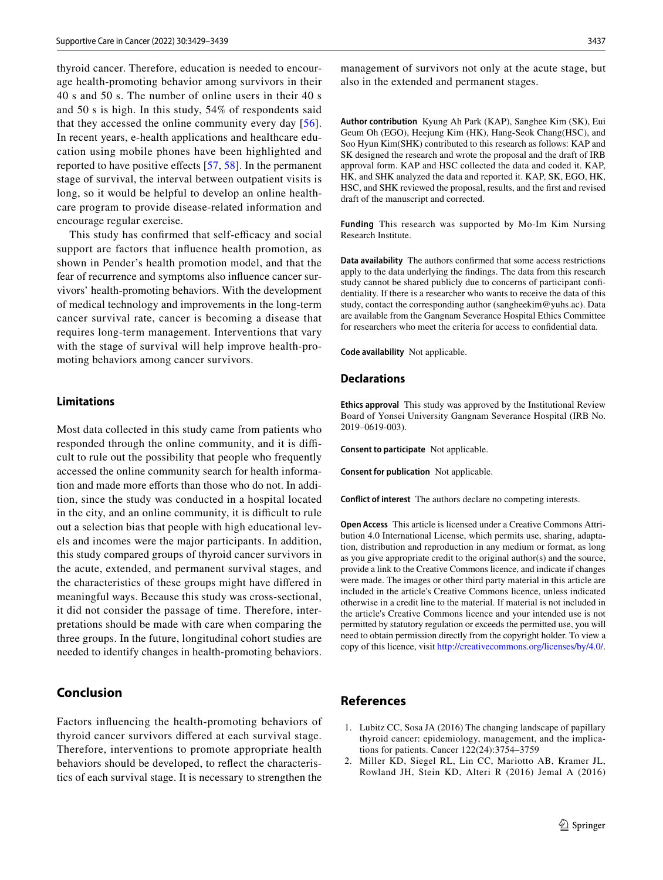thyroid cancer. Therefore, education is needed to encourage health-promoting behavior among survivors in their 40 s and 50 s. The number of online users in their 40 s and 50 s is high. In this study, 54% of respondents said that they accessed the online community every day [56]. In recent years, e-health applications and healthcare education using mobile phones have been highlighted and reported to have positive effects [57, 58]. In the permanent stage of survival, the interval between outpatient visits is long, so it would be helpful to develop an online healthcare program to provide disease-related information and encourage regular exercise.

This study has confirmed that self-efficacy and social support are factors that influence health promotion, as shown in Pender's health promotion model, and that the fear of recurrence and symptoms also influence cancer survivors' health-promoting behaviors. With the development of medical technology and improvements in the long-term cancer survival rate, cancer is becoming a disease that requires long-term management. Interventions that vary with the stage of survival will help improve health-promoting behaviors among cancer survivors.

### Limitations

Most data collected in this study came from patients who responded through the online community, and it is difficult to rule out the possibility that people who frequently accessed the online community search for health information and made more efforts than those who do not. In addition, since the study was conducted in a hospital located in the city, and an online community, it is difficult to rule out a selection bias that people with high educational levels and incomes were the major participants. In addition, this study compared groups of thyroid cancer survivors in the acute, extended, and permanent survival stages, and the characteristics of these groups might have differed in meaningful ways. Because this study was cross-sectional, it did not consider the passage of time. Therefore, interpretations should be made with care when comparing the three groups. In the future, longitudinal cohort studies are needed to identify changes in health-promoting behaviors.

## Conclusion

Factors influencing the health-promoting behaviors of thyroid cancer survivors differed at each survival stage. Therefore, interventions to promote appropriate health behaviors should be developed, to reflect the characteristics of each survival stage. It is necessary to strengthen the management of survivors not only at the acute stage, but also in the extended and permanent stages.

**Author contribution** Kyung Ah Park (KAP), Sanghee Kim (SK), Eui Geum Oh (EGO), Heejung Kim (HK), Hang-Seok Chang(HSC), and Soo Hyun Kim(SHK) contributed to this research as follows: KAP and SK designed the research and wrote the proposal and the draft of IRB approval form. KAP and HSC collected the data and coded it. KAP, HK, and SHK analyzed the data and reported it. KAP, SK, EGO, HK, HSC, and SHK reviewed the proposal, results, and the first and revised draft of the manuscript and corrected.

**Funding** This research was supported by Mo-Im Kim Nursing Research Institute.

**Data availability** The authors confirmed that some access restrictions apply to the data underlying the findings. The data from this research study cannot be shared publicly due to concerns of participant confidentiality. If there is a researcher who wants to receive the data of this study, contact the corresponding author (sangheekim@yuhs.ac). Data are available from the Gangnam Severance Hospital Ethics Committee for researchers who meet the criteria for access to confidential data.

**Code availability** Not applicable.

## Declarations

**Ethics approval** This study was approved by the Institutional Review Board of Yonsei University Gangnam Severance Hospital (IRB No. 2019–0619-003).

**Consent to participate** Not applicable.

**Consent for publication** Not applicable.

**Conflict of interest** The authors declare no competing interests.

**Open Access** This article is licensed under a Creative Commons Attribution 4.0 International License, which permits use, sharing, adaptation, distribution and reproduction in any medium or format, as long as you give appropriate credit to the original author(s) and the source, provide a link to the Creative Commons licence, and indicate if changes were made. The images or other third party material in this article are included in the article's Creative Commons licence, unless indicated otherwise in a credit line to the material. If material is not included in the article's Creative Commons licence and your intended use is not permitted by statutory regulation or exceeds the permitted use, you will need to obtain permission directly from the copyright holder. To view a copy of this licence, visit http://creativecommons.org/licenses/by/4.0/.

## References

1. Lubitz CC, Sosa JA (2016) The changing landscape of papillary thyroid cancer: epidemiology, management, and the implications for patients. Cancer 122(24):3754–3759
2. Miller KD, Siegel RL, Lin CC, Mariotto AB, Kramer JL, Rowland JH, Stein KD, Alteri R (2016) Jemal A (2016)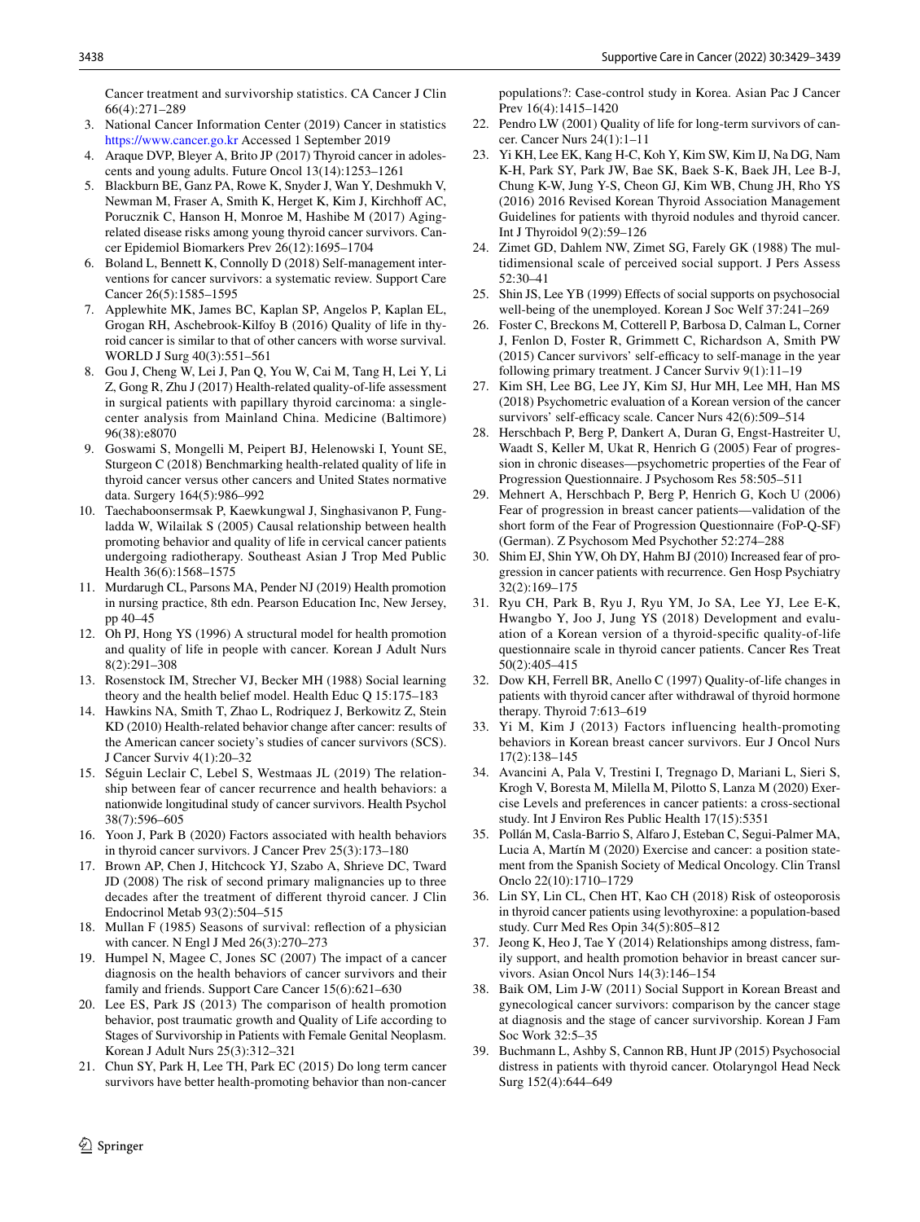Cancer treatment and survivorship statistics. CA Cancer J Clin 66(4):271–289

3. National Cancer Information Center (2019) Cancer in statistics https://www.cancer.go.kr Accessed 1 September 2019
4. Araque DVP, Bleyer A, Brito JP (2017) Thyroid cancer in adolescents and young adults. Future Oncol 13(14):1253–1261
5. Blackburn BE, Ganz PA, Rowe K, Snyder J, Wan Y, Deshmukh V, Newman M, Fraser A, Smith K, Herget K, Kim J, Kirchhoff AC, Porucznik C, Hanson H, Monroe M, Hashibe M (2017) Aging-related disease risks among young thyroid cancer survivors. Cancer Epidemiol Biomarkers Prev 26(12):1695–1704
6. Boland L, Bennett K, Connolly D (2018) Self-management interventions for cancer survivors: a systematic review. Support Care Cancer 26(5):1585–1595
7. Applewhite MK, James BC, Kaplan SP, Angelos P, Kaplan EL, Grogan RH, Aschebrook-Kilfoy B (2016) Quality of life in thyroid cancer is similar to that of other cancers with worse survival. WORLD J Surg 40(3):551–561
8. Gou J, Cheng W, Lei J, Pan Q, You W, Cai M, Tang H, Lei Y, Li Z, Gong R, Zhu J (2017) Health-related quality-of-life assessment in surgical patients with papillary thyroid carcinoma: a single-center analysis from Mainland China. Medicine (Baltimore) 96(38):e8070
9. Goswami S, Mongelli M, Peipert BJ, Helenowski I, Yount SE, Sturgeon C (2018) Benchmarking health-related quality of life in thyroid cancer versus other cancers and United States normative data. Surgery 164(5):986–992
10. Taechaboonsermsak P, Kaewkungwal J, Singhasivanon P, Fungladda W, Wilailak S (2005) Causal relationship between health promoting behavior and quality of life in cervical cancer patients undergoing radiotherapy. Southeast Asian J Trop Med Public Health 36(6):1568–1575
11. Murdaugh CL, Parsons MA, Pender NJ (2019) Health promotion in nursing practice, 8th edn. Pearson Education Inc, New Jersey, pp 40–45
12. Oh PJ, Hong YS (1996) A structural model for health promotion and quality of life in people with cancer. Korean J Adult Nurs 8(2):291–308
13. Rosenstock IM, Strecher VJ, Becker MH (1988) Social learning theory and the health belief model. Health Educ Q 15:175–183
14. Hawkins NA, Smith T, Zhao L, Rodriquez J, Berkowitz Z, Stein KD (2010) Health-related behavior change after cancer: results of the American cancer society's studies of cancer survivors (SCS). J Cancer Surviv 4(1):20–32
15. Séguin Leclair C, Lebel S, Westmaas JL (2019) The relationship between fear of cancer recurrence and health behaviors: a nationwide longitudinal study of cancer survivors. Health Psychol 38(7):596–605
16. Yoon J, Park B (2020) Factors associated with health behaviors in thyroid cancer survivors. J Cancer Prev 25(3):173–180
17. Brown AP, Chen J, Hitchcock YJ, Szabo A, Shrieve DC, Tward JD (2008) The risk of second primary malignancies up to three decades after the treatment of different thyroid cancer. J Clin Endocrinol Metab 93(2):504–515
18. Mullan F (1985) Seasons of survival: reflection of a physician with cancer. N Engl J Med 26(3):270–273
19. Humpel N, Magee C, Jones SC (2007) The impact of a cancer diagnosis on the health behaviors of cancer survivors and their family and friends. Support Care Cancer 15(6):621–630
20. Lee ES, Park JS (2013) The comparison of health promotion behavior, post traumatic growth and Quality of Life according to Stages of Survivorship in Patients with Female Genital Neoplasm. Korean J Adult Nurs 25(3):312–321
21. Chun SY, Park H, Lee TH, Park EC (2015) Do long term cancer survivors have better health-promoting behavior than non-cancer populations?: Case-control study in Korea. Asian Pac J Cancer Prev 16(4):1415–1420
22. Pendro LW (2001) Quality of life for long-term survivors of cancer. Cancer Nurs 24(1):1–11
23. Yi KH, Lee EK, Kang H-C, Koh Y, Kim SW, Kim IJ, Na DG, Nam K-H, Park SY, Park JW, Bae SK, Baek S-K, Baek JH, Lee B-J, Chung K-W, Jung Y-S, Cheon GJ, Kim WB, Chung JH, Rho YS (2016) 2016 Revised Korean Thyroid Association Management Guidelines for patients with thyroid nodules and thyroid cancer. Int J Thyroidol 9(2):59–126
24. Zimet GD, Dahlem NW, Zimet SG, Farely GK (1988) The multidimensional scale of perceived social support. J Pers Assess 52:30–41
25. Shin JS, Lee YB (1999) Effects of social supports on psychosocial well-being of the unemployed. Korean J Soc Welf 37:241–269
26. Foster C, Breckons M, Cotterell P, Barbosa D, Calman L, Corner J, Fenlon D, Foster R, Grimmett C, Richardson A, Smith PW (2015) Cancer survivors' self-efficacy to self-manage in the year following primary treatment. J Cancer Surviv 9(1):11–19
27. Kim SH, Lee BG, Lee JY, Kim SJ, Hur MH, Lee MH, Han MS (2018) Psychometric evaluation of a Korean version of the cancer survivors' self-efficacy scale. Cancer Nurs 42(6):509–514
28. Herschbach P, Berg P, Dankert A, Duran G, Engst-Hastreiter U, Waadt S, Keller M, Ukat R, Henrich G (2005) Fear of progression in chronic diseases—psychometric properties of the Fear of Progression Questionnaire. J Psychosom Res 58:505–511
29. Mehnert A, Herschbach P, Berg P, Henrich G, Koch U (2006) Fear of progression in breast cancer patients—validation of the short form of the Fear of Progression Questionnaire (FoP-Q-SF) (German). Z Psychosom Med Psychother 52:274–288
30. Shim EJ, Shin YW, Oh DY, Hahm BJ (2010) Increased fear of progression in cancer patients with recurrence. Gen Hosp Psychiatry 32(2):169–175
31. Ryu CH, Park B, Ryu J, Ryu YM, Jo SA, Lee YJ, Lee E-K, Hwangbo Y, Joo J, Jung YS (2018) Development and evaluation of a Korean version of a thyroid-specific quality-of-life questionnaire scale in thyroid cancer patients. Cancer Res Treat 50(2):405–415
32. Dow KH, Ferrell BR, Anello C (1997) Quality-of-life changes in patients with thyroid cancer after withdrawal of thyroid hormone therapy. Thyroid 7:613–619
33. Yi M, Kim J (2013) Factors influencing health-promoting behaviors in Korean breast cancer survivors. Eur J Oncol Nurs 17(2):138–145
34. Avancini A, Pala V, Trestini I, Tregnago D, Mariani L, Sieri S, Krogh V, Boresta M, Milella M, Pilotto S, Lanza M (2020) Exercise Levels and preferences in cancer patients: a cross-sectional study. Int J Environ Res Public Health 17(15):5351
35. Pollán M, Casla-Barrio S, Alfaro J, Esteban C, Segui-Palmer MA, Lucia A, Martín M (2020) Exercise and cancer: a position statement from the Spanish Society of Medical Oncology. Clin Transl Onclo 22(10):1710–1729
36. Lin SY, Lin CL, Chen HT, Kao CH (2018) Risk of osteoporosis in thyroid cancer patients using levothyroxine: a population-based study. Curr Med Res Opin 34(5):805–812
37. Jeong K, Heo J, Tae Y (2014) Relationships among distress, family support, and health promotion behavior in breast cancer survivors. Asian Oncol Nurs 14(3):146–154
38. Baik OM, Lim J-W (2011) Social Support in Korean Breast and gynecological cancer survivors: comparison by the cancer stage at diagnosis and the stage of cancer survivorship. Korean J Fam Soc Work 32:5–35
39. Buchmann L, Ashby S, Cannon RB, Hunt JP (2015) Psychosocial distress in patients with thyroid cancer. Otolaryngol Head Neck Surg 152(4):644–649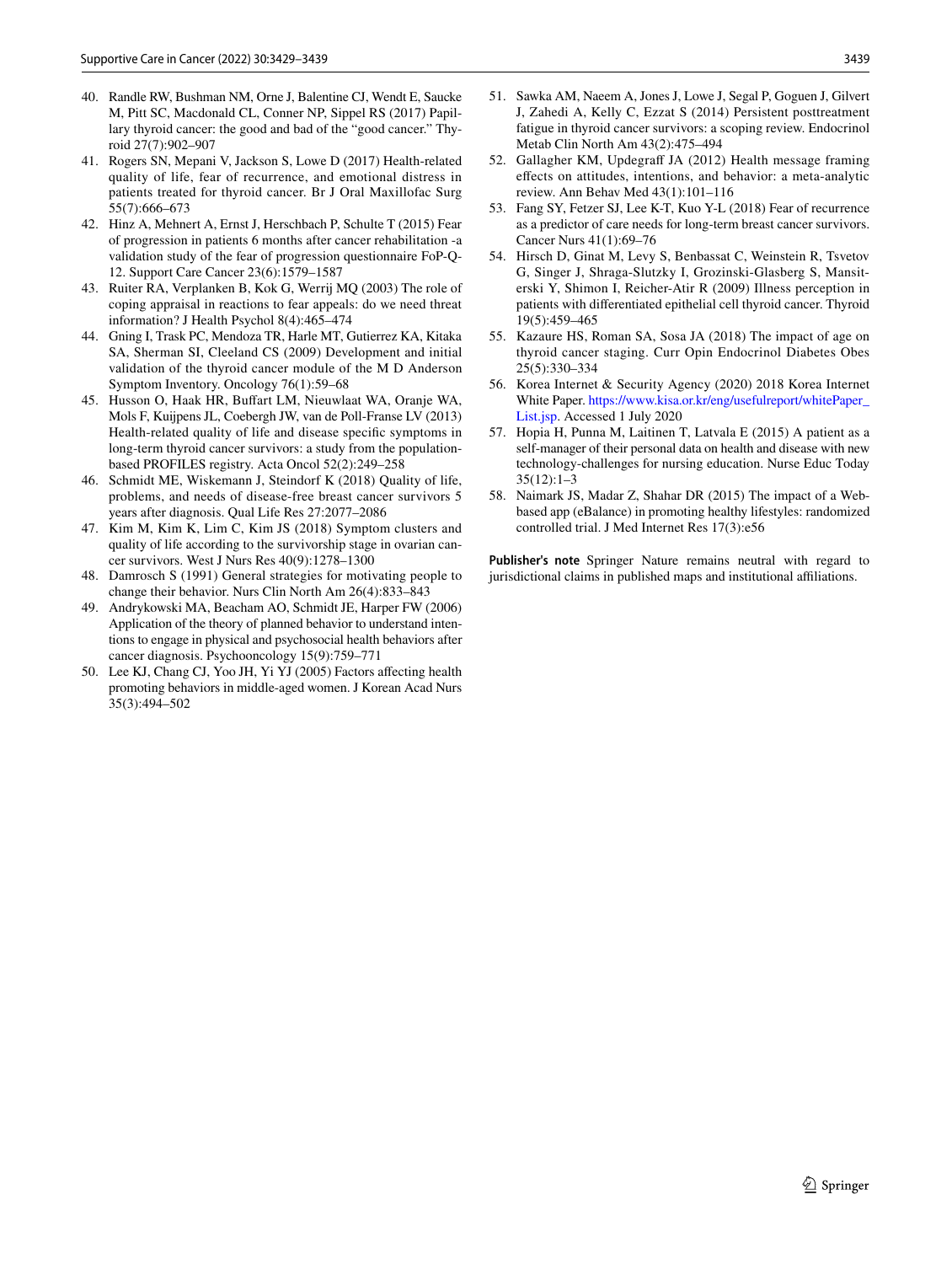40. Randle RW, Bushman NM, Orne J, Balentine CJ, Wendt E, Saucke M, Pitt SC, Macdonald CL, Conner NP, Sippel RS (2017) Papillary thyroid cancer: the good and bad of the "good cancer." Thyroid 27(7):902–907
41. Rogers SN, Mepani V, Jackson S, Lowe D (2017) Health-related quality of life, fear of recurrence, and emotional distress in patients treated for thyroid cancer. Br J Oral Maxillofac Surg 55(7):666–673
42. Hinz A, Mehnert A, Ernst J, Herschbach P, Schulte T (2015) Fear of progression in patients 6 months after cancer rehabilitation -a validation study of the fear of progression questionnaire FoP-Q-12. Support Care Cancer 23(6):1579–1587
43. Ruiter RA, Verplanken B, Kok G, Werrij MQ (2003) The role of coping appraisal in reactions to fear appeals: do we need threat information? J Health Psychol 8(4):465–474
44. Gning I, Trask PC, Mendoza TR, Harle MT, Gutierrez KA, Kitaka SA, Sherman SI, Cleeland CS (2009) Development and initial validation of the thyroid cancer module of the M D Anderson Symptom Inventory. Oncology 76(1):59–68
45. Husson O, Haak HR, Buffart LM, Nieuwlaat WA, Oranje WA, Mols F, Kuijpens JL, Coebergh JW, van de Poll-Franse LV (2013) Health-related quality of life and disease specific symptoms in long-term thyroid cancer survivors: a study from the population-based PROFILES registry. Acta Oncol 52(2):249–258
46. Schmidt ME, Wiskemann J, Steindorf K (2018) Quality of life, problems, and needs of disease-free breast cancer survivors 5 years after diagnosis. Qual Life Res 27:2077–2086
47. Kim M, Kim K, Lim C, Kim JS (2018) Symptom clusters and quality of life according to the survivorship stage in ovarian cancer survivors. West J Nurs Res 40(9):1278–1300
48. Damrosch S (1991) General strategies for motivating people to change their behavior. Nurs Clin North Am 26(4):833–843
49. Andrykowski MA, Beacham AO, Schmidt JE, Harper FW (2006) Application of the theory of planned behavior to understand intentions to engage in physical and psychosocial health behaviors after cancer diagnosis. Psychooncology 15(9):759–771
50. Lee KJ, Chang CJ, Yoo JH, Yi YJ (2005) Factors affecting health promoting behaviors in middle-aged women. J Korean Acad Nurs 35(3):494–502
51. Sawka AM, Naeem A, Jones J, Lowe J, Segal P, Goguen J, Gilvert J, Zahedi A, Kelly C, Ezzat S (2014) Persistent posttreatment fatigue in thyroid cancer survivors: a scoping review. Endocrinol Metab Clin North Am 43(2):475–494
52. Gallagher KM, Updegraff JA (2012) Health message framing effects on attitudes, intentions, and behavior: a meta-analytic review. Ann Behav Med 43(1):101–116
53. Fang SY, Fetzer SJ, Lee K-T, Kuo Y-L (2018) Fear of recurrence as a predictor of care needs for long-term breast cancer survivors. Cancer Nurs 41(1):69–76
54. Hirsch D, Ginat M, Levy S, Benbassat C, Weinstein R, Tsvetov G, Singer J, Shraga-Slutzky I, Grozinski-Glasberg S, Mansiterski Y, Shimon I, Reicher-Atir R (2009) Illness perception in patients with differentiated epithelial cell thyroid cancer. Thyroid 19(5):459–465
55. Kazaure HS, Roman SA, Sosa JA (2018) The impact of age on thyroid cancer staging. Curr Opin Endocrinol Diabetes Obes 25(5):330–334
56. Korea Internet & Security Agency (2020) 2018 Korea Internet White Paper. https://www.kisa.or.kr/eng/usefulreport/whitePaper_List.jsp. Accessed 1 July 2020
57. Hopia H, Punna M, Laitinen T, Latvala E (2015) A patient as a self-manager of their personal data on health and disease with new technology-challenges for nursing education. Nurse Educ Today 35(12):1–3
58. Naimark JS, Madar Z, Shahar DR (2015) The impact of a Web-based app (eBalance) in promoting healthy lifestyles: randomized controlled trial. J Med Internet Res 17(3):e56

**Publisher's note** Springer Nature remains neutral with regard to jurisdictional claims in published maps and institutional affiliations.